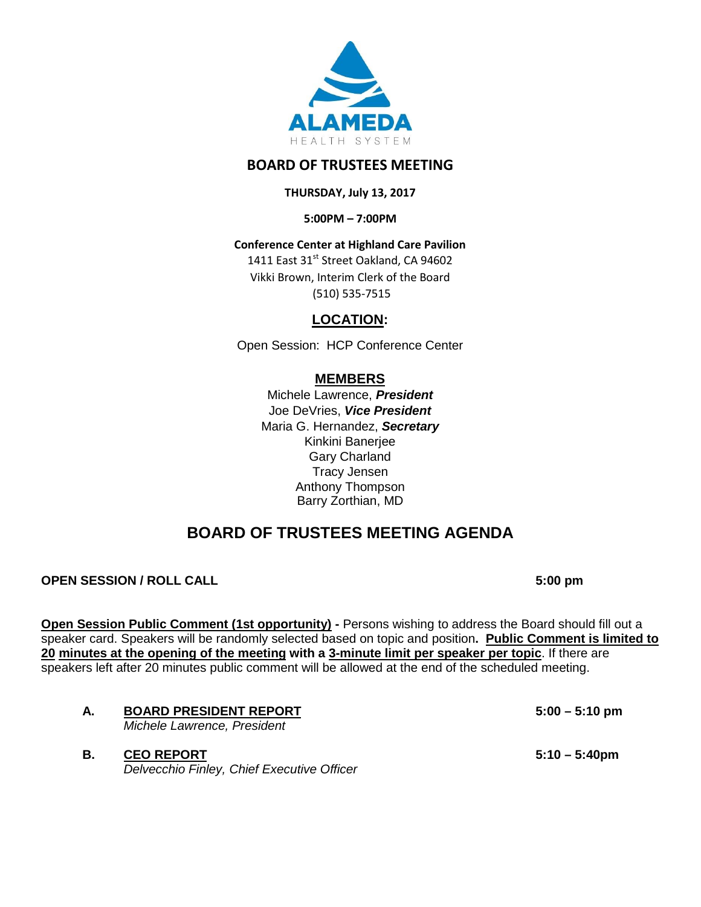ALAMEDA
HEALTH SYSTEM

# BOARD OF TRUSTEES MEETING

**THURSDAY, July 13, 2017**

**5:00PM – 7:00PM**

**Conference Center at Highland Care Pavilion**

1411 East 31st Street Oakland, CA 94602
Vikki Brown, Interim Clerk of the Board
(510) 535-7515

## LOCATION:

Open Session: HCP Conference Center

## MEMBERS

Michele Lawrence, ***President***
Joe DeVries, ***Vice President***
Maria G. Hernandez, ***Secretary***
Kinkini Banerjee
Gary Charland
Tracy Jensen
Anthony Thompson
Barry Zorthian, MD

# BOARD OF TRUSTEES MEETING AGENDA

**OPEN SESSION / ROLL CALL** **5:00 pm**

**Open Session Public Comment (1st opportunity) -** Persons wishing to address the Board should fill out a speaker card. Speakers will be randomly selected based on topic and position**. Public Comment is limited to 20 minutes at the opening of the meeting with a 3-minute limit per speaker per topic**. If there are speakers left after 20 minutes public comment will be allowed at the end of the scheduled meeting.

**A. BOARD PRESIDENT REPORT** **5:00 – 5:10 pm**
*Michele Lawrence, President*

**B. CEO REPORT** **5:10 – 5:40pm**
*Delvecchio Finley, Chief Executive Officer*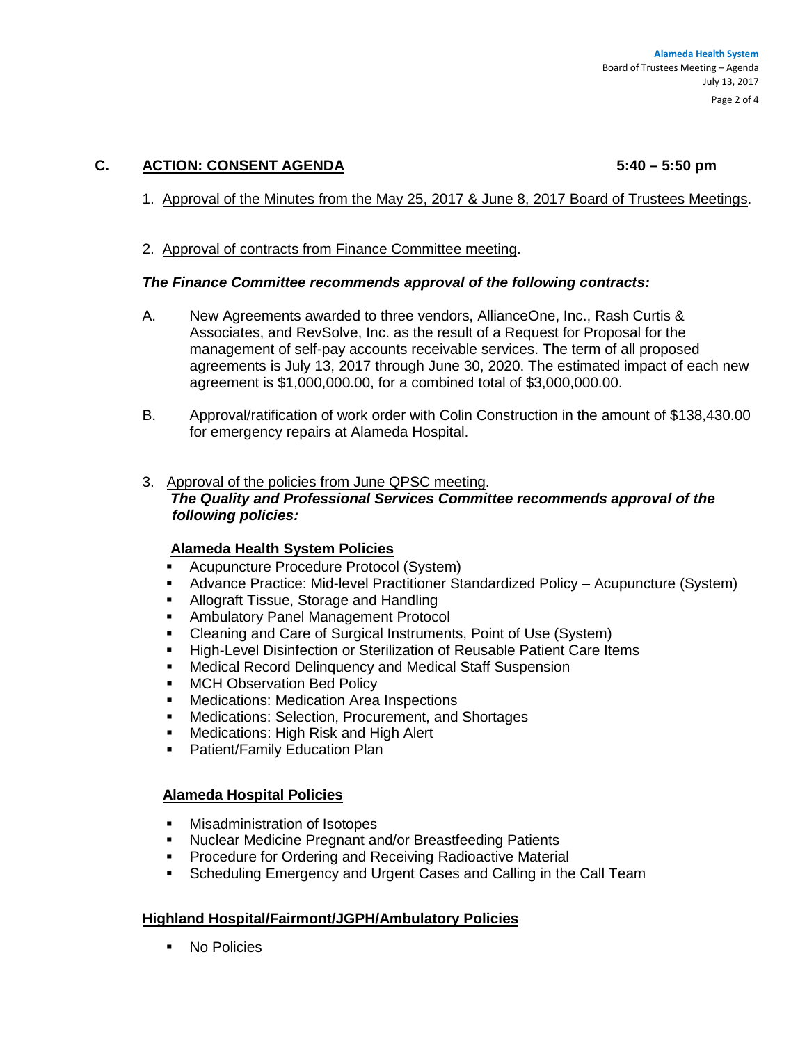## C. ACTION: CONSENT AGENDA 5:40 – 5:50 pm

1. Approval of the Minutes from the May 25, 2017 & June 8, 2017 Board of Trustees Meetings.

2. Approval of contracts from Finance Committee meeting.

***The Finance Committee recommends approval of the following contracts:***

A. New Agreements awarded to three vendors, AllianceOne, Inc., Rash Curtis & Associates, and RevSolve, Inc. as the result of a Request for Proposal for the management of self-pay accounts receivable services. The term of all proposed agreements is July 13, 2017 through June 30, 2020. The estimated impact of each new agreement is $1,000,000.00, for a combined total of $3,000,000.00.

B. Approval/ratification of work order with Colin Construction in the amount of $138,430.00 for emergency repairs at Alameda Hospital.

3. Approval of the policies from June QPSC meeting.
***The Quality and Professional Services Committee recommends approval of the following policies:***

### Alameda Health System Policies

- Acupuncture Procedure Protocol (System)
- Advance Practice: Mid-level Practitioner Standardized Policy – Acupuncture (System)
- Allograft Tissue, Storage and Handling
- Ambulatory Panel Management Protocol
- Cleaning and Care of Surgical Instruments, Point of Use (System)
- High-Level Disinfection or Sterilization of Reusable Patient Care Items
- Medical Record Delinquency and Medical Staff Suspension
- MCH Observation Bed Policy
- Medications: Medication Area Inspections
- Medications: Selection, Procurement, and Shortages
- Medications: High Risk and High Alert
- Patient/Family Education Plan

### Alameda Hospital Policies

- Misadministration of Isotopes
- Nuclear Medicine Pregnant and/or Breastfeeding Patients
- Procedure for Ordering and Receiving Radioactive Material
- Scheduling Emergency and Urgent Cases and Calling in the Call Team

### Highland Hospital/Fairmont/JGPH/Ambulatory Policies

- No Policies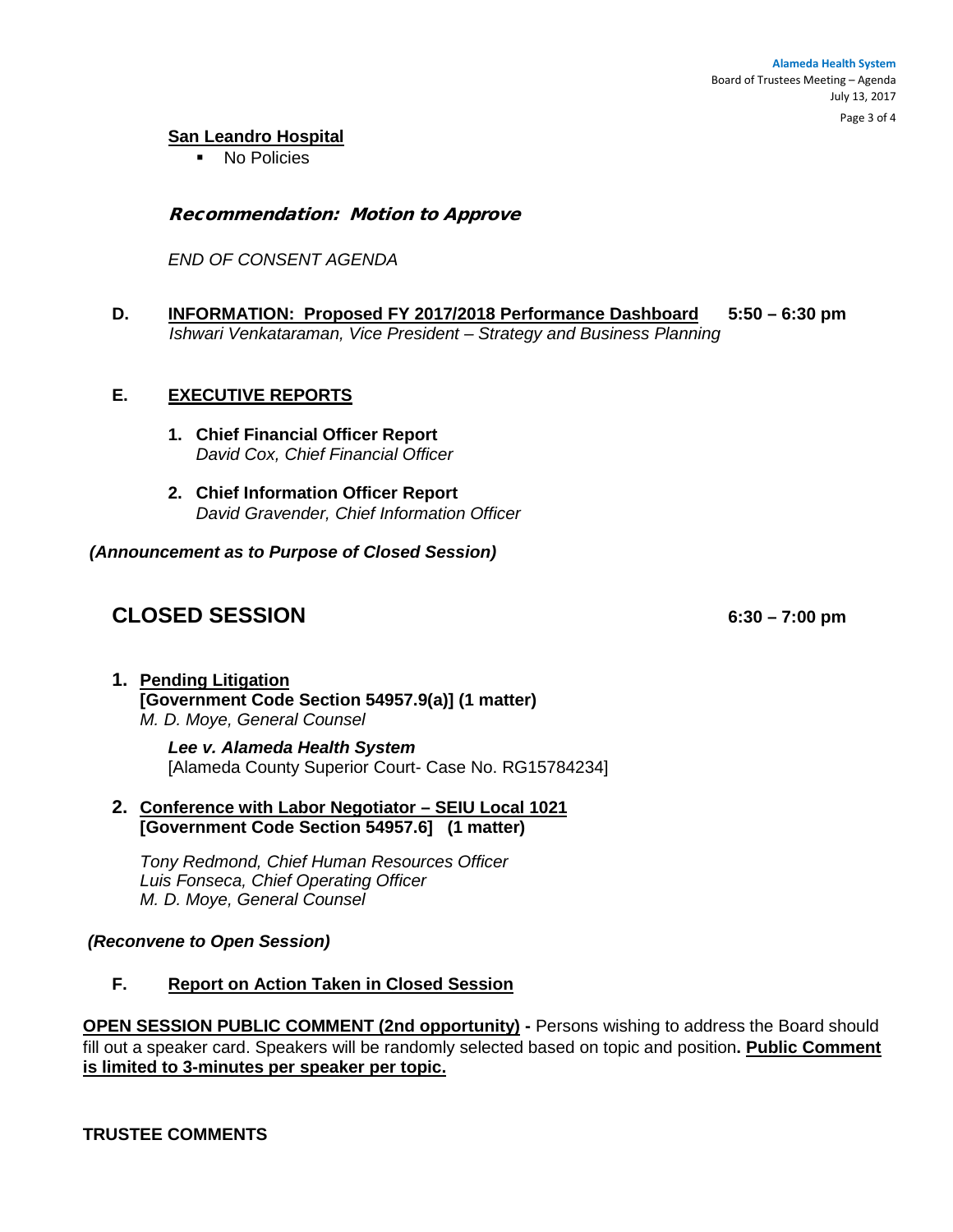**San Leandro Hospital**

- No Policies

***Recommendation: Motion to Approve***

*END OF CONSENT AGENDA*

**D. INFORMATION: Proposed FY 2017/2018 Performance Dashboard** **5:50 – 6:30 pm**
*Ishwari Venkataraman, Vice President – Strategy and Business Planning*

**E. EXECUTIVE REPORTS**

1. **Chief Financial Officer Report**
   *David Cox, Chief Financial Officer*

2. **Chief Information Officer Report**
   *David Gravender, Chief Information Officer*

***(Announcement as to Purpose of Closed Session)***

## CLOSED SESSION **6:30 – 7:00 pm**

1. **Pending Litigation**
   **[Government Code Section 54957.9(a)] (1 matter)**
   *M. D. Moye, General Counsel*

   ***Lee v. Alameda Health System***
   [Alameda County Superior Court- Case No. RG15784234]

2. **Conference with Labor Negotiator – SEIU Local 1021**
   **[Government Code Section 54957.6] (1 matter)**

   *Tony Redmond, Chief Human Resources Officer*
   *Luis Fonseca, Chief Operating Officer*
   *M. D. Moye, General Counsel*

***(Reconvene to Open Session)***

**F. Report on Action Taken in Closed Session**

**OPEN SESSION PUBLIC COMMENT (2nd opportunity) -** Persons wishing to address the Board should fill out a speaker card. Speakers will be randomly selected based on topic and position**. Public Comment is limited to 3-minutes per speaker per topic.**

**TRUSTEE COMMENTS**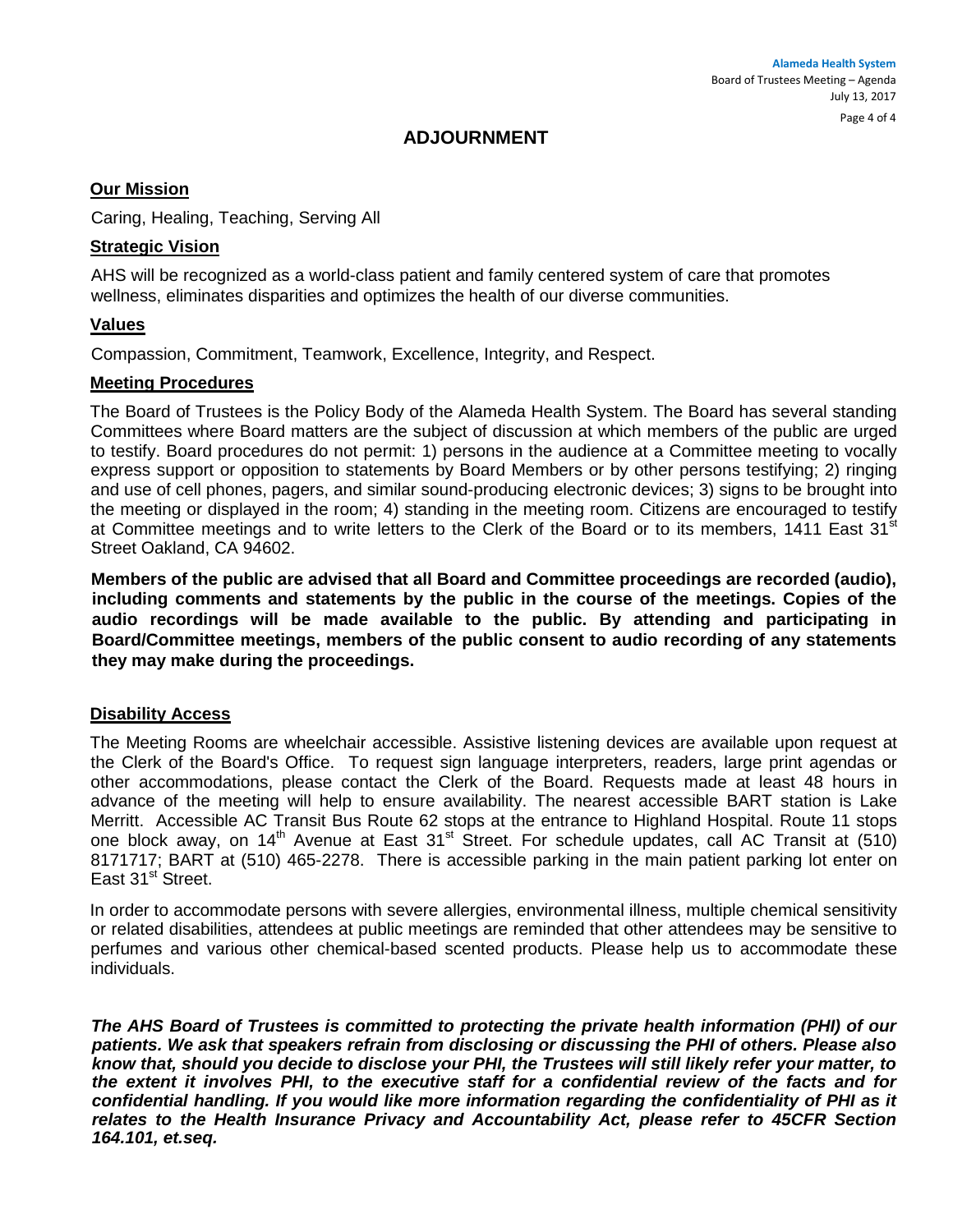# ADJOURNMENT

**Our Mission**

Caring, Healing, Teaching, Serving All

**Strategic Vision**

AHS will be recognized as a world-class patient and family centered system of care that promotes wellness, eliminates disparities and optimizes the health of our diverse communities.

**Values**

Compassion, Commitment, Teamwork, Excellence, Integrity, and Respect.

**Meeting Procedures**

The Board of Trustees is the Policy Body of the Alameda Health System. The Board has several standing Committees where Board matters are the subject of discussion at which members of the public are urged to testify. Board procedures do not permit: 1) persons in the audience at a Committee meeting to vocally express support or opposition to statements by Board Members or by other persons testifying; 2) ringing and use of cell phones, pagers, and similar sound-producing electronic devices; 3) signs to be brought into the meeting or displayed in the room; 4) standing in the meeting room. Citizens are encouraged to testify at Committee meetings and to write letters to the Clerk of the Board or to its members, 1411 East 31st Street Oakland, CA 94602.

**Members of the public are advised that all Board and Committee proceedings are recorded (audio), including comments and statements by the public in the course of the meetings. Copies of the audio recordings will be made available to the public. By attending and participating in Board/Committee meetings, members of the public consent to audio recording of any statements they may make during the proceedings.**

**Disability Access**

The Meeting Rooms are wheelchair accessible. Assistive listening devices are available upon request at the Clerk of the Board's Office. To request sign language interpreters, readers, large print agendas or other accommodations, please contact the Clerk of the Board. Requests made at least 48 hours in advance of the meeting will help to ensure availability. The nearest accessible BART station is Lake Merritt. Accessible AC Transit Bus Route 62 stops at the entrance to Highland Hospital. Route 11 stops one block away, on 14th Avenue at East 31st Street. For schedule updates, call AC Transit at (510) 8171717; BART at (510) 465-2278. There is accessible parking in the main patient parking lot enter on East 31st Street.

In order to accommodate persons with severe allergies, environmental illness, multiple chemical sensitivity or related disabilities, attendees at public meetings are reminded that other attendees may be sensitive to perfumes and various other chemical-based scented products. Please help us to accommodate these individuals.

***The AHS Board of Trustees is committed to protecting the private health information (PHI) of our patients. We ask that speakers refrain from disclosing or discussing the PHI of others. Please also know that, should you decide to disclose your PHI, the Trustees will still likely refer your matter, to the extent it involves PHI, to the executive staff for a confidential review of the facts and for confidential handling. If you would like more information regarding the confidentiality of PHI as it relates to the Health Insurance Privacy and Accountability Act, please refer to 45CFR Section 164.101, et.seq.***